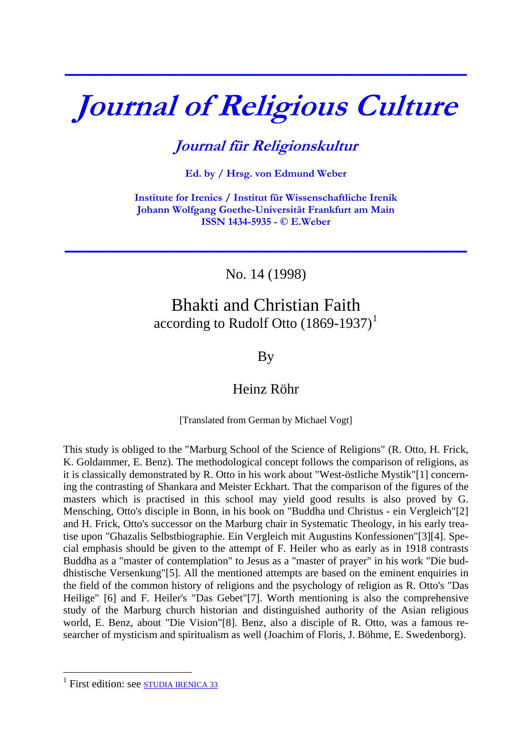# *Journal of Religious Culture*

## *Journal für Religionskultur*

**Ed. by / Hrsg. von Edmund Weber**

**Institute for Irenics / Institut für Wissenschaftliche Irenik**
**Johann Wolfgang Goethe-Universität Frankfurt am Main**
**ISSN 1434-5935 - © E.Weber**

---

No. 14 (1998)

# Bhakti and Christian Faith
## according to Rudolf Otto (1869-1937)[1]

By

Heinz Röhr

[Translated from German by Michael Vogt]

This study is obliged to the "Marburg School of the Science of Religions" (R. Otto, H. Frick, K. Goldammer, E. Benz). The methodological concept follows the comparison of religions, as it is classically demonstrated by R. Otto in his work about "West-östliche Mystik"[1] concerning the contrasting of Shankara and Meister Eckhart. That the comparison of the figures of the masters which is practised in this school may yield good results is also proved by G. Mensching, Otto's disciple in Bonn, in his book on "Buddha und Christus - ein Vergleich"[2] and H. Frick, Otto's successor on the Marburg chair in Systematic Theology, in his early treatise upon "Ghazalis Selbstbiographie. Ein Vergleich mit Augustins Konfessionen"[3][4]. Special emphasis should be given to the attempt of F. Heiler who as early as in 1918 contrasts Buddha as a "master of contemplation" to Jesus as a "master of prayer" in his work "Die buddhistische Versenkung"[5]. All the mentioned attempts are based on the eminent enquiries in the field of the common history of religions and the psychology of religion as R. Otto's "Das Heilige" [6] and F. Heiler's "Das Gebet"[7]. Worth mentioning is also the comprehensive study of the Marburg church historian and distinguished authority of the Asian religious world, E. Benz, about "Die Vision"[8]. Benz, also a disciple of R. Otto, was a famous researcher of mysticism and spiritualism as well (Joachim of Floris, J. Böhme, E. Swedenborg).

---

[1] First edition: see STUDIA IRENICA 33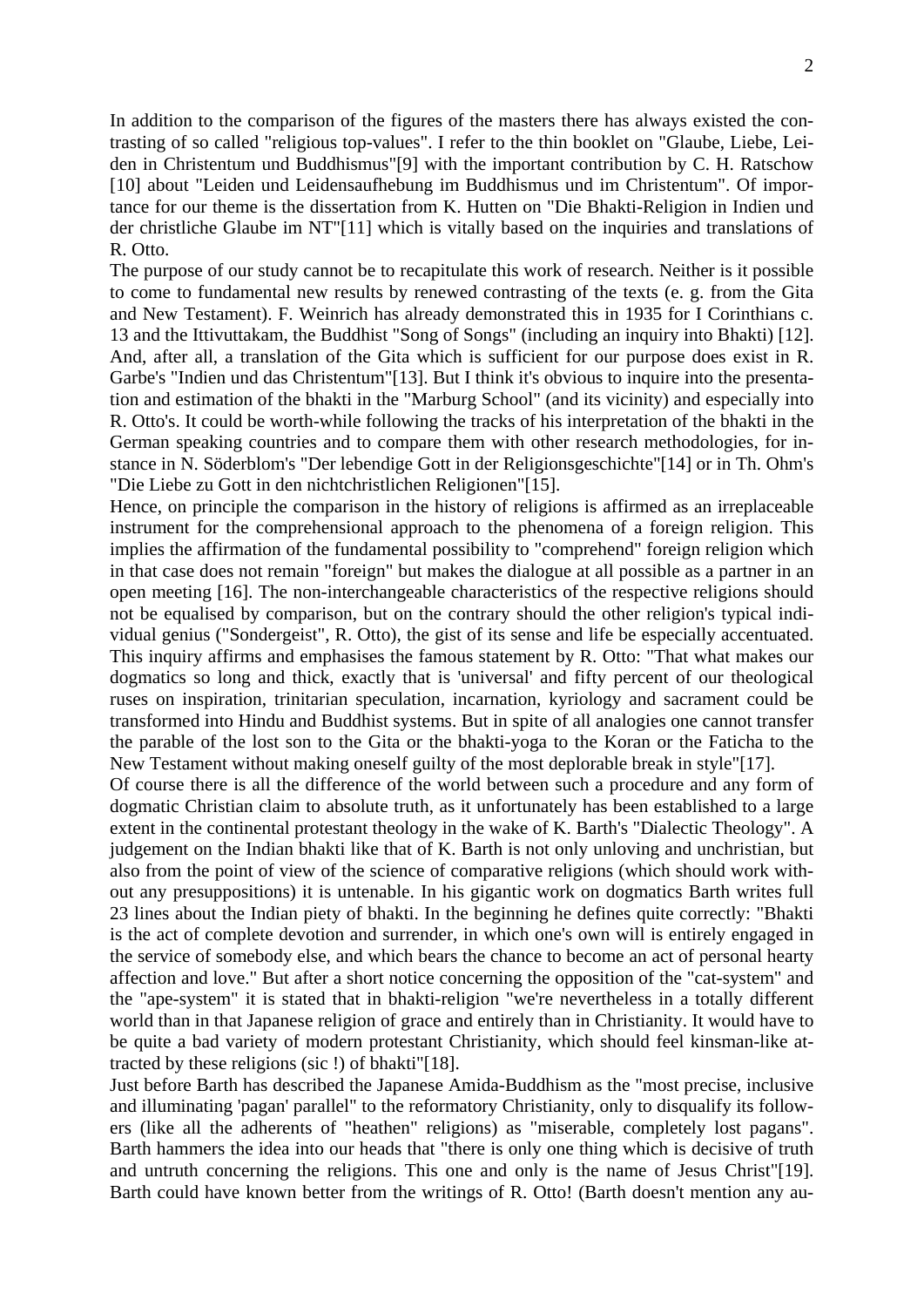In addition to the comparison of the figures of the masters there has always existed the contrasting of so called "religious top-values". I refer to the thin booklet on "Glaube, Liebe, Leiden in Christentum und Buddhismus"[9] with the important contribution by C. H. Ratschow [10] about "Leiden und Leidensaufhebung im Buddhismus und im Christentum". Of importance for our theme is the dissertation from K. Hutten on "Die Bhakti-Religion in Indien und der christliche Glaube im NT"[11] which is vitally based on the inquiries and translations of R. Otto.

The purpose of our study cannot be to recapitulate this work of research. Neither is it possible to come to fundamental new results by renewed contrasting of the texts (e. g. from the Gita and New Testament). F. Weinrich has already demonstrated this in 1935 for I Corinthians c. 13 and the Ittivuttakam, the Buddhist "Song of Songs" (including an inquiry into Bhakti) [12]. And, after all, a translation of the Gita which is sufficient for our purpose does exist in R. Garbe's "Indien und das Christentum"[13]. But I think it's obvious to inquire into the presentation and estimation of the bhakti in the "Marburg School" (and its vicinity) and especially into R. Otto's. It could be worth-while following the tracks of his interpretation of the bhakti in the German speaking countries and to compare them with other research methodologies, for instance in N. Söderblom's "Der lebendige Gott in der Religionsgeschichte"[14] or in Th. Ohm's "Die Liebe zu Gott in den nichtchristlichen Religionen"[15].

Hence, on principle the comparison in the history of religions is affirmed as an irreplaceable instrument for the comprehensional approach to the phenomena of a foreign religion. This implies the affirmation of the fundamental possibility to "comprehend" foreign religion which in that case does not remain "foreign" but makes the dialogue at all possible as a partner in an open meeting [16]. The non-interchangeable characteristics of the respective religions should not be equalised by comparison, but on the contrary should the other religion's typical individual genius ("Sondergeist", R. Otto), the gist of its sense and life be especially accentuated. This inquiry affirms and emphasises the famous statement by R. Otto: "That what makes our dogmatics so long and thick, exactly that is 'universal' and fifty percent of our theological ruses on inspiration, trinitarian speculation, incarnation, kyriology and sacrament could be transformed into Hindu and Buddhist systems. But in spite of all analogies one cannot transfer the parable of the lost son to the Gita or the bhakti-yoga to the Koran or the Faticha to the New Testament without making oneself guilty of the most deplorable break in style"[17].

Of course there is all the difference of the world between such a procedure and any form of dogmatic Christian claim to absolute truth, as it unfortunately has been established to a large extent in the continental protestant theology in the wake of K. Barth's "Dialectic Theology". A judgement on the Indian bhakti like that of K. Barth is not only unloving and unchristian, but also from the point of view of the science of comparative religions (which should work without any presuppositions) it is untenable. In his gigantic work on dogmatics Barth writes full 23 lines about the Indian piety of bhakti. In the beginning he defines quite correctly: "Bhakti is the act of complete devotion and surrender, in which one's own will is entirely engaged in the service of somebody else, and which bears the chance to become an act of personal hearty affection and love." But after a short notice concerning the opposition of the "cat-system" and the "ape-system" it is stated that in bhakti-religion "we're nevertheless in a totally different world than in that Japanese religion of grace and entirely than in Christianity. It would have to be quite a bad variety of modern protestant Christianity, which should feel kinsman-like attracted by these religions (sic !) of bhakti"[18].

Just before Barth has described the Japanese Amida-Buddhism as the "most precise, inclusive and illuminating 'pagan' parallel" to the reformatory Christianity, only to disqualify its followers (like all the adherents of "heathen" religions) as "miserable, completely lost pagans". Barth hammers the idea into our heads that "there is only one thing which is decisive of truth and untruth concerning the religions. This one and only is the name of Jesus Christ"[19]. Barth could have known better from the writings of R. Otto! (Barth doesn't mention any au-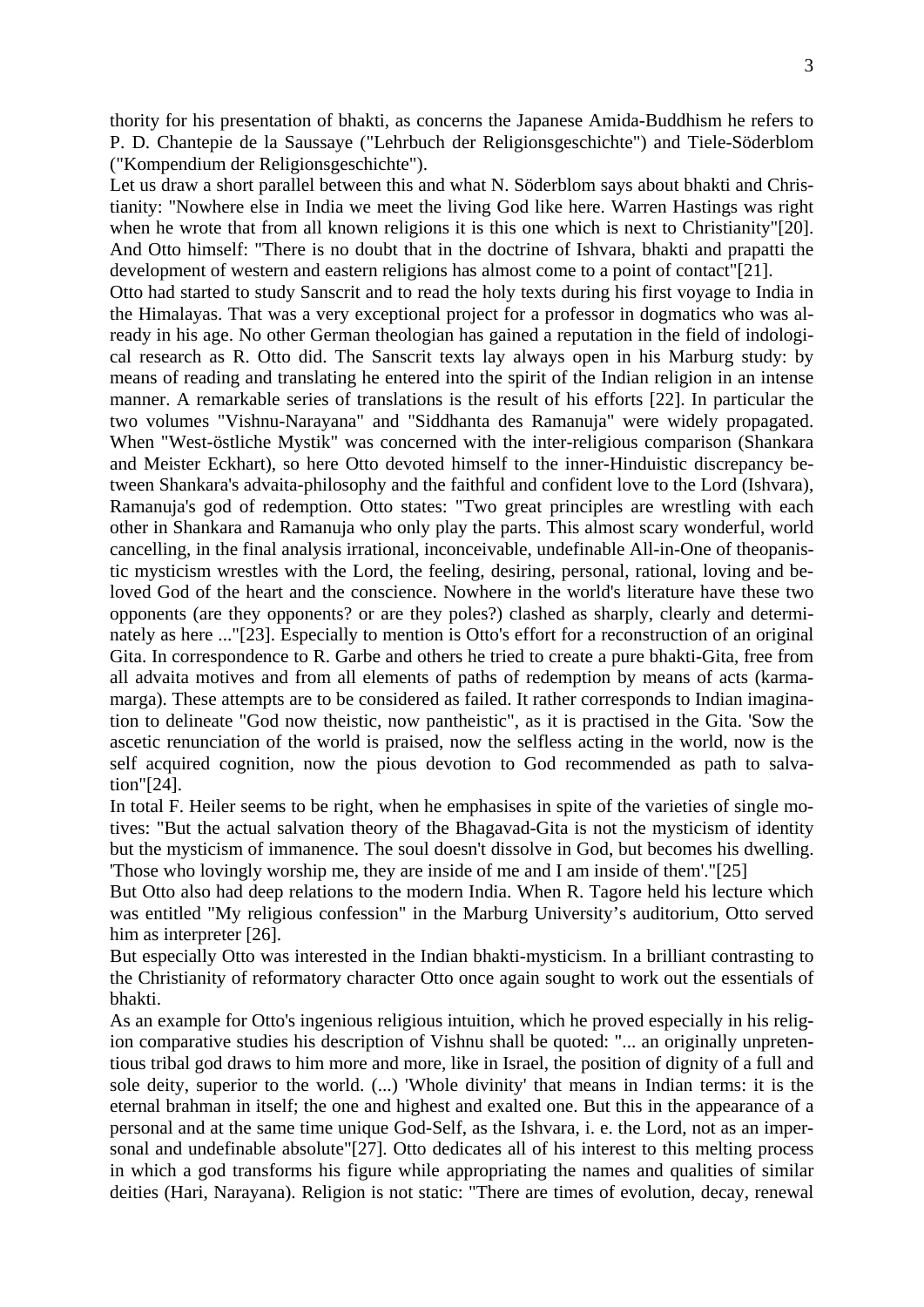thority for his presentation of bhakti, as concerns the Japanese Amida-Buddhism he refers to P. D. Chantepie de la Saussaye ("Lehrbuch der Religionsgeschichte") and Tiele-Söderblom ("Kompendium der Religionsgeschichte").

Let us draw a short parallel between this and what N. Söderblom says about bhakti and Christianity: "Nowhere else in India we meet the living God like here. Warren Hastings was right when he wrote that from all known religions it is this one which is next to Christianity"[20]. And Otto himself: "There is no doubt that in the doctrine of Ishvara, bhakti and prapatti the development of western and eastern religions has almost come to a point of contact"[21].

Otto had started to study Sanscrit and to read the holy texts during his first voyage to India in the Himalayas. That was a very exceptional project for a professor in dogmatics who was already in his age. No other German theologian has gained a reputation in the field of indological research as R. Otto did. The Sanscrit texts lay always open in his Marburg study: by means of reading and translating he entered into the spirit of the Indian religion in an intense manner. A remarkable series of translations is the result of his efforts [22]. In particular the two volumes "Vishnu-Narayana" and "Siddhanta des Ramanuja" were widely propagated. When "West-östliche Mystik" was concerned with the inter-religious comparison (Shankara and Meister Eckhart), so here Otto devoted himself to the inner-Hinduistic discrepancy between Shankara's advaita-philosophy and the faithful and confident love to the Lord (Ishvara), Ramanuja's god of redemption. Otto states: "Two great principles are wrestling with each other in Shankara and Ramanuja who only play the parts. This almost scary wonderful, world cancelling, in the final analysis irrational, inconceivable, undefinable All-in-One of theopanistic mysticism wrestles with the Lord, the feeling, desiring, personal, rational, loving and beloved God of the heart and the conscience. Nowhere in the world's literature have these two opponents (are they opponents? or are they poles?) clashed as sharply, clearly and determinately as here ..."[23]. Especially to mention is Otto's effort for a reconstruction of an original Gita. In correspondence to R. Garbe and others he tried to create a pure bhakti-Gita, free from all advaita motives and from all elements of paths of redemption by means of acts (karmamarga). These attempts are to be considered as failed. It rather corresponds to Indian imagination to delineate "God now theistic, now pantheistic", as it is practised in the Gita. 'Sow the ascetic renunciation of the world is praised, now the selfless acting in the world, now is the self acquired cognition, now the pious devotion to God recommended as path to salvation"[24].

In total F. Heiler seems to be right, when he emphasises in spite of the varieties of single motives: "But the actual salvation theory of the Bhagavad-Gita is not the mysticism of identity but the mysticism of immanence. The soul doesn't dissolve in God, but becomes his dwelling. 'Those who lovingly worship me, they are inside of me and I am inside of them'."[25]

But Otto also had deep relations to the modern India. When R. Tagore held his lecture which was entitled "My religious confession" in the Marburg University's auditorium, Otto served him as interpreter [26].

But especially Otto was interested in the Indian bhakti-mysticism. In a brilliant contrasting to the Christianity of reformatory character Otto once again sought to work out the essentials of bhakti.

As an example for Otto's ingenious religious intuition, which he proved especially in his religion comparative studies his description of Vishnu shall be quoted: "... an originally unpretentious tribal god draws to him more and more, like in Israel, the position of dignity of a full and sole deity, superior to the world. (...) 'Whole divinity' that means in Indian terms: it is the eternal brahman in itself; the one and highest and exalted one. But this in the appearance of a personal and at the same time unique God-Self, as the Ishvara, i. e. the Lord, not as an impersonal and undefinable absolute"[27]. Otto dedicates all of his interest to this melting process in which a god transforms his figure while appropriating the names and qualities of similar deities (Hari, Narayana). Religion is not static: "There are times of evolution, decay, renewal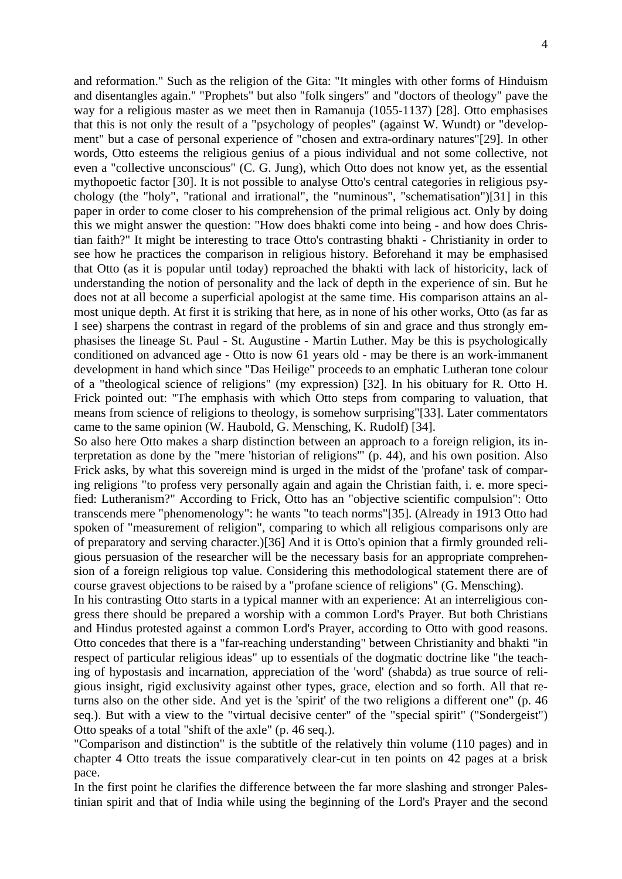and reformation." Such as the religion of the Gita: "It mingles with other forms of Hinduism and disentangles again." "Prophets" but also "folk singers" and "doctors of theology" pave the way for a religious master as we meet then in Ramanuja (1055-1137) [28]. Otto emphasises that this is not only the result of a "psychology of peoples" (against W. Wundt) or "development" but a case of personal experience of "chosen and extra-ordinary natures"[29]. In other words, Otto esteems the religious genius of a pious individual and not some collective, not even a "collective unconscious" (C. G. Jung), which Otto does not know yet, as the essential mythopoetic factor [30]. It is not possible to analyse Otto's central categories in religious psychology (the "holy", "rational and irrational", the "numinous", "schematisation")[31] in this paper in order to come closer to his comprehension of the primal religious act. Only by doing this we might answer the question: "How does bhakti come into being - and how does Christian faith?" It might be interesting to trace Otto's contrasting bhakti - Christianity in order to see how he practices the comparison in religious history. Beforehand it may be emphasised that Otto (as it is popular until today) reproached the bhakti with lack of historicity, lack of understanding the notion of personality and the lack of depth in the experience of sin. But he does not at all become a superficial apologist at the same time. His comparison attains an almost unique depth. At first it is striking that here, as in none of his other works, Otto (as far as I see) sharpens the contrast in regard of the problems of sin and grace and thus strongly emphasises the lineage St. Paul - St. Augustine - Martin Luther. May be this is psychologically conditioned on advanced age - Otto is now 61 years old - may be there is an work-immanent development in hand which since "Das Heilige" proceeds to an emphatic Lutheran tone colour of a "theological science of religions" (my expression) [32]. In his obituary for R. Otto H. Frick pointed out: "The emphasis with which Otto steps from comparing to valuation, that means from science of religions to theology, is somehow surprising"[33]. Later commentators came to the same opinion (W. Haubold, G. Mensching, K. Rudolf) [34].

So also here Otto makes a sharp distinction between an approach to a foreign religion, its interpretation as done by the "mere 'historian of religions'" (p. 44), and his own position. Also Frick asks, by what this sovereign mind is urged in the midst of the 'profane' task of comparing religions "to profess very personally again and again the Christian faith, i. e. more specified: Lutheranism?" According to Frick, Otto has an "objective scientific compulsion": Otto transcends mere "phenomenology": he wants "to teach norms"[35]. (Already in 1913 Otto had spoken of "measurement of religion", comparing to which all religious comparisons only are of preparatory and serving character.)[36] And it is Otto's opinion that a firmly grounded religious persuasion of the researcher will be the necessary basis for an appropriate comprehension of a foreign religious top value. Considering this methodological statement there are of course gravest objections to be raised by a "profane science of religions" (G. Mensching).

In his contrasting Otto starts in a typical manner with an experience: At an interreligious congress there should be prepared a worship with a common Lord's Prayer. But both Christians and Hindus protested against a common Lord's Prayer, according to Otto with good reasons. Otto concedes that there is a "far-reaching understanding" between Christianity and bhakti "in respect of particular religious ideas" up to essentials of the dogmatic doctrine like "the teaching of hypostasis and incarnation, appreciation of the 'word' (shabda) as true source of religious insight, rigid exclusivity against other types, grace, election and so forth. All that returns also on the other side. And yet is the 'spirit' of the two religions a different one" (p. 46 seq.). But with a view to the "virtual decisive center" of the "special spirit" ("Sondergeist") Otto speaks of a total "shift of the axle" (p. 46 seq.).

"Comparison and distinction" is the subtitle of the relatively thin volume (110 pages) and in chapter 4 Otto treats the issue comparatively clear-cut in ten points on 42 pages at a brisk pace.

In the first point he clarifies the difference between the far more slashing and stronger Palestinian spirit and that of India while using the beginning of the Lord's Prayer and the second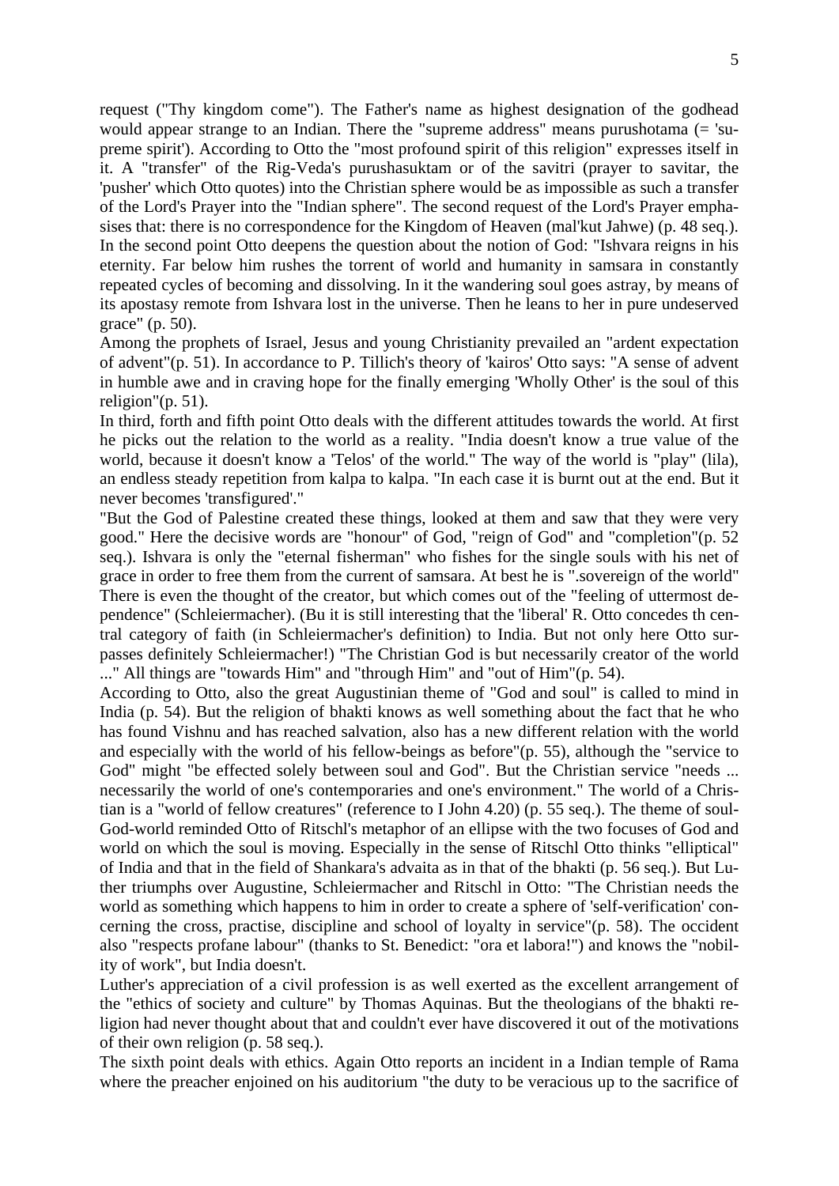request ("Thy kingdom come"). The Father's name as highest designation of the godhead would appear strange to an Indian. There the "supreme address" means purushotama (= 'supreme spirit'). According to Otto the "most profound spirit of this religion" expresses itself in it. A "transfer" of the Rig-Veda's purushasuktam or of the savitri (prayer to savitar, the 'pusher' which Otto quotes) into the Christian sphere would be as impossible as such a transfer of the Lord's Prayer into the "Indian sphere". The second request of the Lord's Prayer emphasises that: there is no correspondence for the Kingdom of Heaven (mal'kut Jahwe) (p. 48 seq.). In the second point Otto deepens the question about the notion of God: "Ishvara reigns in his eternity. Far below him rushes the torrent of world and humanity in samsara in constantly repeated cycles of becoming and dissolving. In it the wandering soul goes astray, by means of its apostasy remote from Ishvara lost in the universe. Then he leans to her in pure undeserved grace" (p. 50).

Among the prophets of Israel, Jesus and young Christianity prevailed an "ardent expectation of advent"(p. 51). In accordance to P. Tillich's theory of 'kairos' Otto says: "A sense of advent in humble awe and in craving hope for the finally emerging 'Wholly Other' is the soul of this religion"(p. 51).

In third, forth and fifth point Otto deals with the different attitudes towards the world. At first he picks out the relation to the world as a reality. "India doesn't know a true value of the world, because it doesn't know a 'Telos' of the world." The way of the world is "play" (lila), an endless steady repetition from kalpa to kalpa. "In each case it is burnt out at the end. But it never becomes 'transfigured'."

"But the God of Palestine created these things, looked at them and saw that they were very good." Here the decisive words are "honour" of God, "reign of God" and "completion"(p. 52 seq.). Ishvara is only the "eternal fisherman" who fishes for the single souls with his net of grace in order to free them from the current of samsara. At best he is ".sovereign of the world" There is even the thought of the creator, but which comes out of the "feeling of uttermost dependence" (Schleiermacher). (Bu it is still interesting that the 'liberal' R. Otto concedes th central category of faith (in Schleiermacher's definition) to India. But not only here Otto surpasses definitely Schleiermacher!) "The Christian God is but necessarily creator of the world ..." All things are "towards Him" and "through Him" and "out of Him"(p. 54).

According to Otto, also the great Augustinian theme of "God and soul" is called to mind in India (p. 54). But the religion of bhakti knows as well something about the fact that he who has found Vishnu and has reached salvation, also has a new different relation with the world and especially with the world of his fellow-beings as before"(p. 55), although the "service to God" might "be effected solely between soul and God". But the Christian service "needs ... necessarily the world of one's contemporaries and one's environment." The world of a Christian is a "world of fellow creatures" (reference to I John 4.20) (p. 55 seq.). The theme of soul-God-world reminded Otto of Ritschl's metaphor of an ellipse with the two focuses of God and world on which the soul is moving. Especially in the sense of Ritschl Otto thinks "elliptical" of India and that in the field of Shankara's advaita as in that of the bhakti (p. 56 seq.). But Luther triumphs over Augustine, Schleiermacher and Ritschl in Otto: "The Christian needs the world as something which happens to him in order to create a sphere of 'self-verification' concerning the cross, practise, discipline and school of loyalty in service"(p. 58). The occident also "respects profane labour" (thanks to St. Benedict: "ora et labora!") and knows the "nobility of work", but India doesn't.

Luther's appreciation of a civil profession is as well exerted as the excellent arrangement of the "ethics of society and culture" by Thomas Aquinas. But the theologians of the bhakti religion had never thought about that and couldn't ever have discovered it out of the motivations of their own religion (p. 58 seq.).

The sixth point deals with ethics. Again Otto reports an incident in a Indian temple of Rama where the preacher enjoined on his auditorium "the duty to be veracious up to the sacrifice of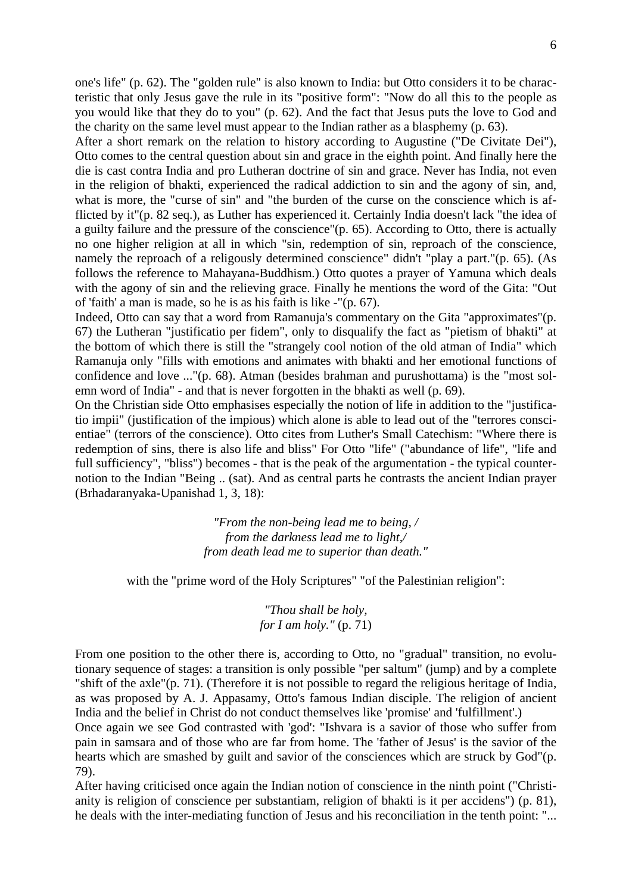one's life" (p. 62). The "golden rule" is also known to India: but Otto considers it to be characteristic that only Jesus gave the rule in its "positive form": "Now do all this to the people as you would like that they do to you" (p. 62). And the fact that Jesus puts the love to God and the charity on the same level must appear to the Indian rather as a blasphemy (p. 63).

After a short remark on the relation to history according to Augustine ("De Civitate Dei"), Otto comes to the central question about sin and grace in the eighth point. And finally here the die is cast contra India and pro Lutheran doctrine of sin and grace. Never has India, not even in the religion of bhakti, experienced the radical addiction to sin and the agony of sin, and, what is more, the "curse of sin" and "the burden of the curse on the conscience which is afflicted by it"(p. 82 seq.), as Luther has experienced it. Certainly India doesn't lack "the idea of a guilty failure and the pressure of the conscience"(p. 65). According to Otto, there is actually no one higher religion at all in which "sin, redemption of sin, reproach of the conscience, namely the reproach of a religously determined conscience" didn't "play a part."(p. 65). (As follows the reference to Mahayana-Buddhism.) Otto quotes a prayer of Yamuna which deals with the agony of sin and the relieving grace. Finally he mentions the word of the Gita: "Out of 'faith' a man is made, so he is as his faith is like -"(p. 67).

Indeed, Otto can say that a word from Ramanuja's commentary on the Gita "approximates"(p. 67) the Lutheran "justificatio per fidem", only to disqualify the fact as "pietism of bhakti" at the bottom of which there is still the "strangely cool notion of the old atman of India" which Ramanuja only "fills with emotions and animates with bhakti and her emotional functions of confidence and love ..."(p. 68). Atman (besides brahman and purushottama) is the "most solemn word of India" - and that is never forgotten in the bhakti as well (p. 69).

On the Christian side Otto emphasises especially the notion of life in addition to the "justificatio impii" (justification of the impious) which alone is able to lead out of the "terrores conscientiae" (terrors of the conscience). Otto cites from Luther's Small Catechism: "Where there is redemption of sins, there is also life and bliss" For Otto "life" ("abundance of life", "life and full sufficiency", "bliss") becomes - that is the peak of the argumentation - the typical counternotion to the Indian "Being .. (sat). And as central parts he contrasts the ancient Indian prayer (Brhadaranyaka-Upanishad 1, 3, 18):

> *"From the non-being lead me to being, /*
> *from the darkness lead me to light,/*
> *from death lead me to superior than death."*

with the "prime word of the Holy Scriptures" "of the Palestinian religion":

> *"Thou shall be holy,*
> *for I am holy."* (p. 71)

From one position to the other there is, according to Otto, no "gradual" transition, no evolutionary sequence of stages: a transition is only possible "per saltum" (jump) and by a complete "shift of the axle"(p. 71). (Therefore it is not possible to regard the religious heritage of India, as was proposed by A. J. Appasamy, Otto's famous Indian disciple. The religion of ancient India and the belief in Christ do not conduct themselves like 'promise' and 'fulfillment'.)

Once again we see God contrasted with 'god': "Ishvara is a savior of those who suffer from pain in samsara and of those who are far from home. The 'father of Jesus' is the savior of the hearts which are smashed by guilt and savior of the consciences which are struck by God"(p. 79).

After having criticised once again the Indian notion of conscience in the ninth point ("Christianity is religion of conscience per substantiam, religion of bhakti is it per accidens") (p. 81), he deals with the inter-mediating function of Jesus and his reconciliation in the tenth point: "...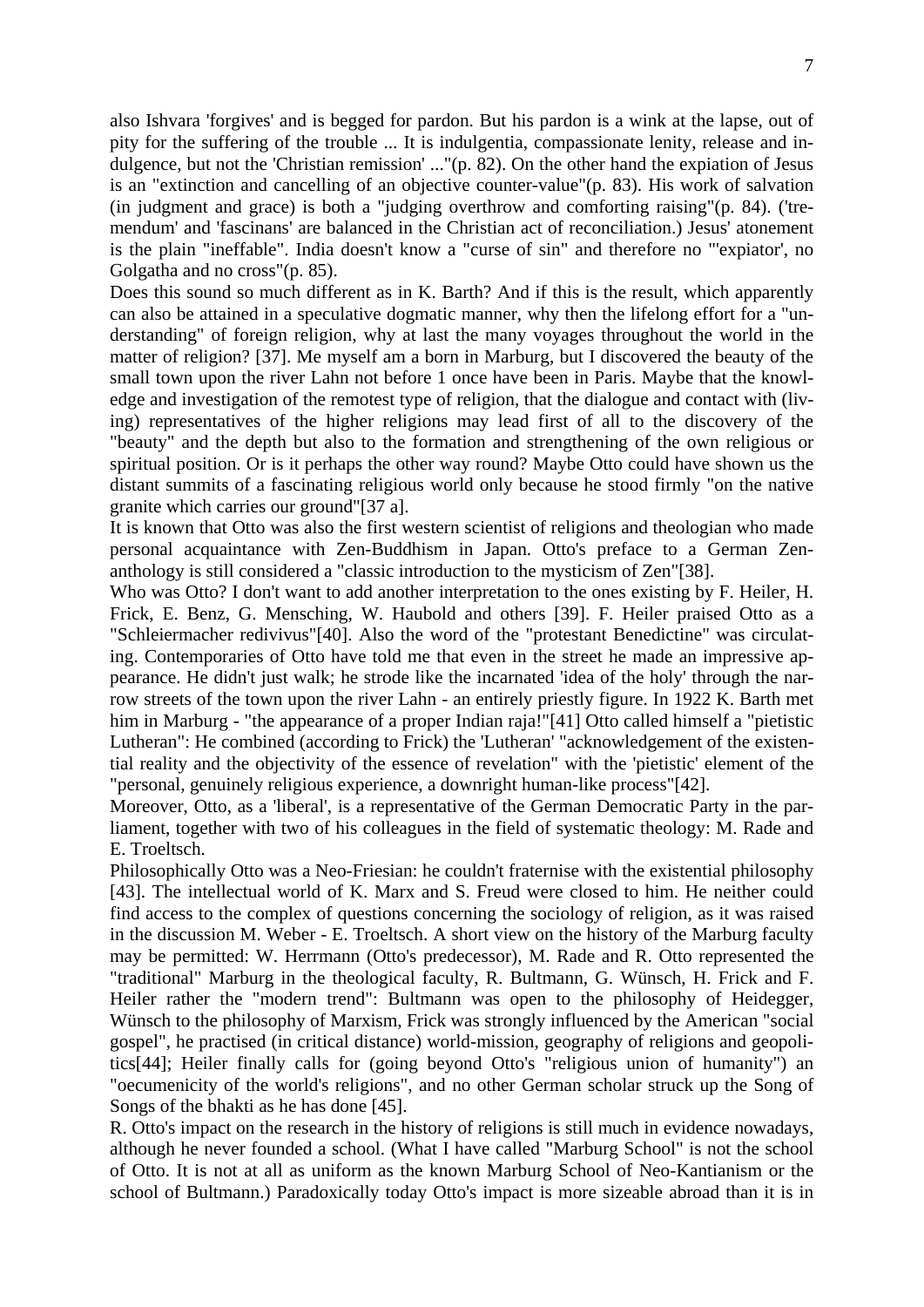also Ishvara 'forgives' and is begged for pardon. But his pardon is a wink at the lapse, out of pity for the suffering of the trouble ... It is indulgentia, compassionate lenity, release and indulgence, but not the 'Christian remission' ..."(p. 82). On the other hand the expiation of Jesus is an "extinction and cancelling of an objective counter-value"(p. 83). His work of salvation (in judgment and grace) is both a "judging overthrow and comforting raising"(p. 84). ('tremendum' and 'fascinans' are balanced in the Christian act of reconciliation.) Jesus' atonement is the plain "ineffable". India doesn't know a "curse of sin" and therefore no "'expiator', no Golgatha and no cross"(p. 85).

Does this sound so much different as in K. Barth? And if this is the result, which apparently can also be attained in a speculative dogmatic manner, why then the lifelong effort for a "understanding" of foreign religion, why at last the many voyages throughout the world in the matter of religion? [37]. Me myself am a born in Marburg, but I discovered the beauty of the small town upon the river Lahn not before 1 once have been in Paris. Maybe that the knowledge and investigation of the remotest type of religion, that the dialogue and contact with (living) representatives of the higher religions may lead first of all to the discovery of the "beauty" and the depth but also to the formation and strengthening of the own religious or spiritual position. Or is it perhaps the other way round? Maybe Otto could have shown us the distant summits of a fascinating religious world only because he stood firmly "on the native granite which carries our ground"[37 a].

It is known that Otto was also the first western scientist of religions and theologian who made personal acquaintance with Zen-Buddhism in Japan. Otto's preface to a German Zen-anthology is still considered a "classic introduction to the mysticism of Zen"[38].

Who was Otto? I don't want to add another interpretation to the ones existing by F. Heiler, H. Frick, E. Benz, G. Mensching, W. Haubold and others [39]. F. Heiler praised Otto as a "Schleiermacher redivivus"[40]. Also the word of the "protestant Benedictine" was circulating. Contemporaries of Otto have told me that even in the street he made an impressive appearance. He didn't just walk; he strode like the incarnated 'idea of the holy' through the narrow streets of the town upon the river Lahn - an entirely priestly figure. In 1922 K. Barth met him in Marburg - "the appearance of a proper Indian raja!"[41] Otto called himself a "pietistic Lutheran": He combined (according to Frick) the 'Lutheran' "acknowledgement of the existential reality and the objectivity of the essence of revelation" with the 'pietistic' element of the "personal, genuinely religious experience, a downright human-like process"[42].

Moreover, Otto, as a 'liberal', is a representative of the German Democratic Party in the parliament, together with two of his colleagues in the field of systematic theology: M. Rade and E. Troeltsch.

Philosophically Otto was a Neo-Friesian: he couldn't fraternise with the existential philosophy [43]. The intellectual world of K. Marx and S. Freud were closed to him. He neither could find access to the complex of questions concerning the sociology of religion, as it was raised in the discussion M. Weber - E. Troeltsch. A short view on the history of the Marburg faculty may be permitted: W. Herrmann (Otto's predecessor), M. Rade and R. Otto represented the "traditional" Marburg in the theological faculty, R. Bultmann, G. Wünsch, H. Frick and F. Heiler rather the "modern trend": Bultmann was open to the philosophy of Heidegger, Wünsch to the philosophy of Marxism, Frick was strongly influenced by the American "social gospel", he practised (in critical distance) world-mission, geography of religions and geopolitics[44]; Heiler finally calls for (going beyond Otto's "religious union of humanity") an "oecumenicity of the world's religions", and no other German scholar struck up the Song of Songs of the bhakti as he has done [45].

R. Otto's impact on the research in the history of religions is still much in evidence nowadays, although he never founded a school. (What I have called "Marburg School" is not the school of Otto. It is not at all as uniform as the known Marburg School of Neo-Kantianism or the school of Bultmann.) Paradoxically today Otto's impact is more sizeable abroad than it is in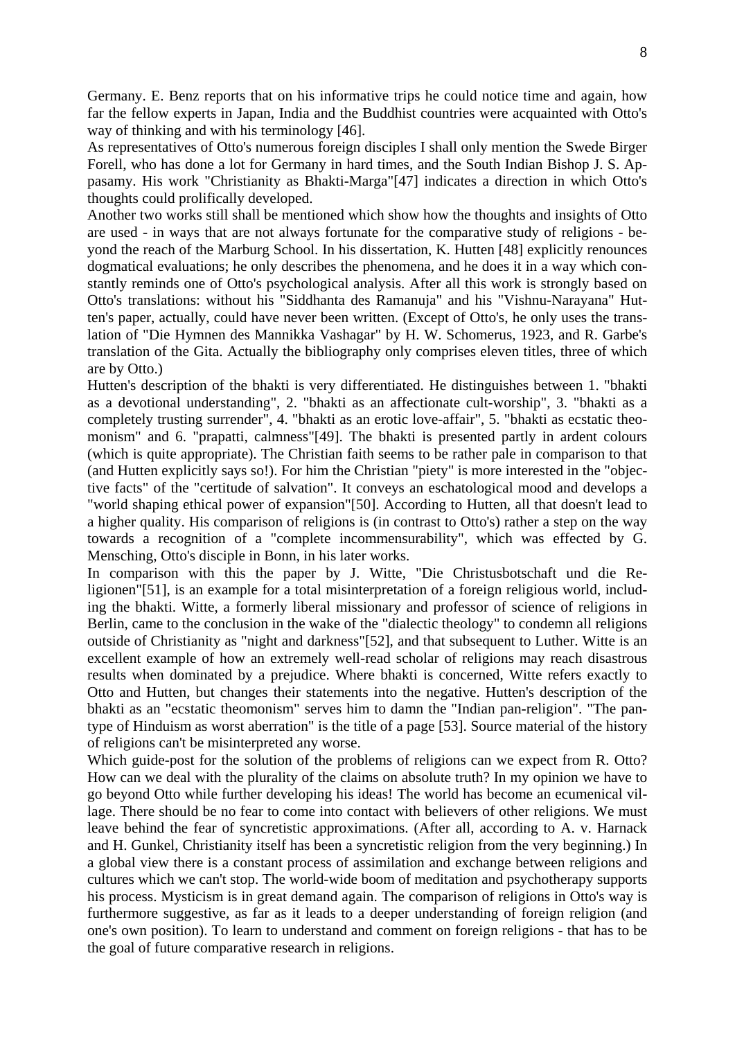Germany. E. Benz reports that on his informative trips he could notice time and again, how far the fellow experts in Japan, India and the Buddhist countries were acquainted with Otto's way of thinking and with his terminology [46].

As representatives of Otto's numerous foreign disciples I shall only mention the Swede Birger Forell, who has done a lot for Germany in hard times, and the South Indian Bishop J. S. Appasamy. His work "Christianity as Bhakti-Marga"[47] indicates a direction in which Otto's thoughts could prolifically developed.

Another two works still shall be mentioned which show how the thoughts and insights of Otto are used - in ways that are not always fortunate for the comparative study of religions - beyond the reach of the Marburg School. In his dissertation, K. Hutten [48] explicitly renounces dogmatical evaluations; he only describes the phenomena, and he does it in a way which constantly reminds one of Otto's psychological analysis. After all this work is strongly based on Otto's translations: without his "Siddhanta des Ramanuja" and his "Vishnu-Narayana" Hutten's paper, actually, could have never been written. (Except of Otto's, he only uses the translation of "Die Hymnen des Mannikka Vashagar" by H. W. Schomerus, 1923, and R. Garbe's translation of the Gita. Actually the bibliography only comprises eleven titles, three of which are by Otto.)

Hutten's description of the bhakti is very differentiated. He distinguishes between 1. "bhakti as a devotional understanding", 2. "bhakti as an affectionate cult-worship", 3. "bhakti as a completely trusting surrender", 4. "bhakti as an erotic love-affair", 5. "bhakti as ecstatic theomonism" and 6. "prapatti, calmness"[49]. The bhakti is presented partly in ardent colours (which is quite appropriate). The Christian faith seems to be rather pale in comparison to that (and Hutten explicitly says so!). For him the Christian "piety" is more interested in the "objective facts" of the "certitude of salvation". It conveys an eschatological mood and develops a "world shaping ethical power of expansion"[50]. According to Hutten, all that doesn't lead to a higher quality. His comparison of religions is (in contrast to Otto's) rather a step on the way towards a recognition of a "complete incommensurability", which was effected by G. Mensching, Otto's disciple in Bonn, in his later works.

In comparison with this the paper by J. Witte, "Die Christusbotschaft und die Religionen"[51], is an example for a total misinterpretation of a foreign religious world, including the bhakti. Witte, a formerly liberal missionary and professor of science of religions in Berlin, came to the conclusion in the wake of the "dialectic theology" to condemn all religions outside of Christianity as "night and darkness"[52], and that subsequent to Luther. Witte is an excellent example of how an extremely well-read scholar of religions may reach disastrous results when dominated by a prejudice. Where bhakti is concerned, Witte refers exactly to Otto and Hutten, but changes their statements into the negative. Hutten's description of the bhakti as an "ecstatic theomonism" serves him to damn the "Indian pan-religion". "The pan-type of Hinduism as worst aberration" is the title of a page [53]. Source material of the history of religions can't be misinterpreted any worse.

Which guide-post for the solution of the problems of religions can we expect from R. Otto? How can we deal with the plurality of the claims on absolute truth? In my opinion we have to go beyond Otto while further developing his ideas! The world has become an ecumenical village. There should be no fear to come into contact with believers of other religions. We must leave behind the fear of syncretistic approximations. (After all, according to A. v. Harnack and H. Gunkel, Christianity itself has been a syncretistic religion from the very beginning.) In a global view there is a constant process of assimilation and exchange between religions and cultures which we can't stop. The world-wide boom of meditation and psychotherapy supports his process. Mysticism is in great demand again. The comparison of religions in Otto's way is furthermore suggestive, as far as it leads to a deeper understanding of foreign religion (and one's own position). To learn to understand and comment on foreign religions - that has to be the goal of future comparative research in religions.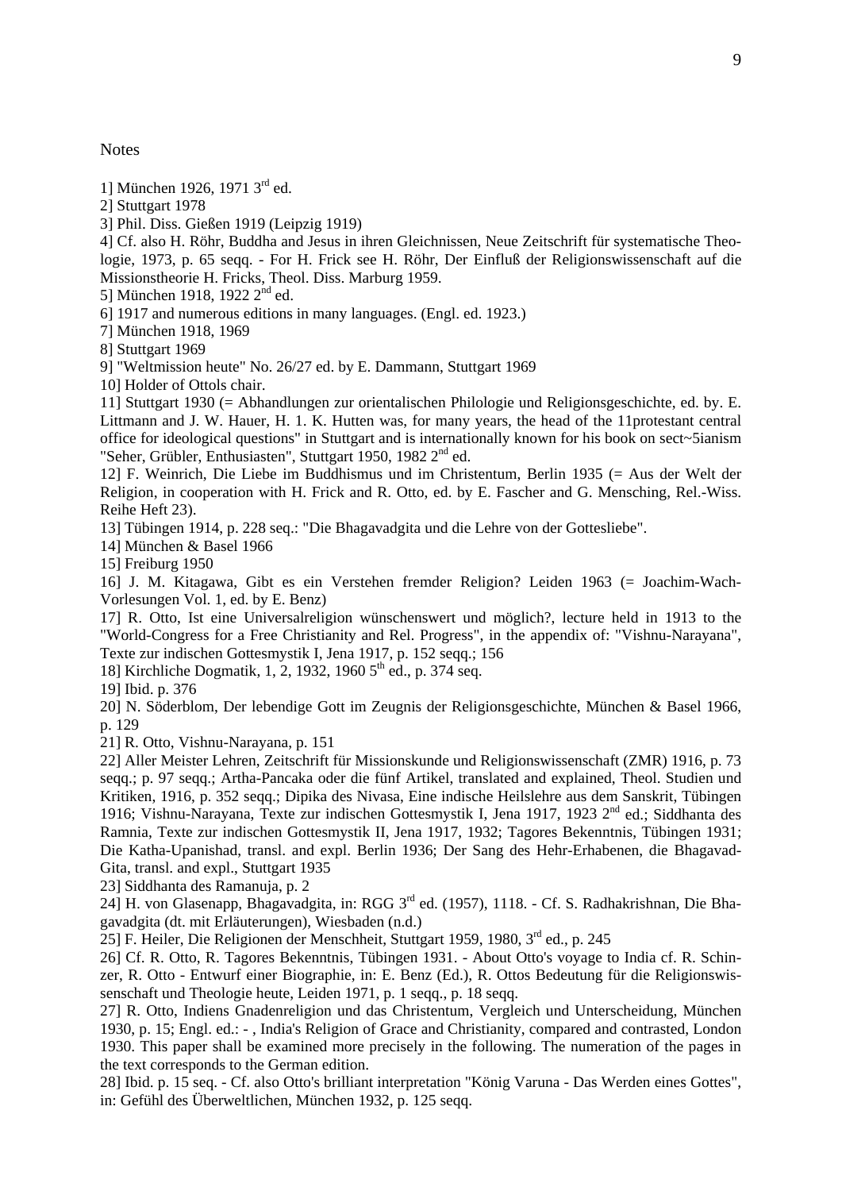Notes

1] München 1926, 1971 3rd ed.
2] Stuttgart 1978
3] Phil. Diss. Gießen 1919 (Leipzig 1919)
4] Cf. also H. Röhr, Buddha and Jesus in ihren Gleichnissen, Neue Zeitschrift für systematische Theologie, 1973, p. 65 seqq. - For H. Frick see H. Röhr, Der Einfluß der Religionswissenschaft auf die Missionstheorie H. Fricks, Theol. Diss. Marburg 1959.
5] München 1918, 1922 2nd ed.
6] 1917 and numerous editions in many languages. (Engl. ed. 1923.)
7] München 1918, 1969
8] Stuttgart 1969
9] "Weltmission heute" No. 26/27 ed. by E. Dammann, Stuttgart 1969
10] Holder of Ottols chair.
11] Stuttgart 1930 (= Abhandlungen zur orientalischen Philologie und Religionsgeschichte, ed. by. E. Littmann and J. W. Hauer, H. 1. K. Hutten was, for many years, the head of the 11protestant central office for ideological questions" in Stuttgart and is internationally known for his book on sect~5ianism "Seher, Grübler, Enthusiasten", Stuttgart 1950, 1982 2nd ed.
12] F. Weinrich, Die Liebe im Buddhismus und im Christentum, Berlin 1935 (= Aus der Welt der Religion, in cooperation with H. Frick and R. Otto, ed. by E. Fascher and G. Mensching, Rel.-Wiss. Reihe Heft 23).
13] Tübingen 1914, p. 228 seq.: "Die Bhagavadgita und die Lehre von der Gottesliebe".
14] München & Basel 1966
15] Freiburg 1950
16] J. M. Kitagawa, Gibt es ein Verstehen fremder Religion? Leiden 1963 (= Joachim-Wach-Vorlesungen Vol. 1, ed. by E. Benz)
17] R. Otto, Ist eine Universalreligion wünschenswert und möglich?, lecture held in 1913 to the "World-Congress for a Free Christianity and Rel. Progress", in the appendix of: "Vishnu-Narayana", Texte zur indischen Gottesmystik I, Jena 1917, p. 152 seqq.; 156
18] Kirchliche Dogmatik, 1, 2, 1932, 1960 5th ed., p. 374 seq.
19] Ibid. p. 376
20] N. Söderblom, Der lebendige Gott im Zeugnis der Religionsgeschichte, München & Basel 1966, p. 129
21] R. Otto, Vishnu-Narayana, p. 151
22] Aller Meister Lehren, Zeitschrift für Missionskunde und Religionswissenschaft (ZMR) 1916, p. 73 seqq.; p. 97 seqq.; Artha-Pancaka oder die fünf Artikel, translated and explained, Theol. Studien und Kritiken, 1916, p. 352 seqq.; Dipika des Nivasa, Eine indische Heilslehre aus dem Sanskrit, Tübingen 1916; Vishnu-Narayana, Texte zur indischen Gottesmystik I, Jena 1917, 1923 2nd ed.; Siddhanta des Ramnia, Texte zur indischen Gottesmystik II, Jena 1917, 1932; Tagores Bekenntnis, Tübingen 1931; Die Katha-Upanishad, transl. and expl. Berlin 1936; Der Sang des Hehr-Erhabenen, die Bhagavad-Gita, transl. and expl., Stuttgart 1935
23] Siddhanta des Ramanuja, p. 2
24] H. von Glasenapp, Bhagavadgita, in: RGG 3rd ed. (1957), 1118. - Cf. S. Radhakrishnan, Die Bhagavadgita (dt. mit Erläuterungen), Wiesbaden (n.d.)
25] F. Heiler, Die Religionen der Menschheit, Stuttgart 1959, 1980, 3rd ed., p. 245
26] Cf. R. Otto, R. Tagores Bekenntnis, Tübingen 1931. - About Otto's voyage to India cf. R. Schinzer, R. Otto - Entwurf einer Biographie, in: E. Benz (Ed.), R. Ottos Bedeutung für die Religionswissenschaft und Theologie heute, Leiden 1971, p. 1 seqq., p. 18 seqq.
27] R. Otto, Indiens Gnadenreligion und das Christentum, Vergleich und Unterscheidung, München 1930, p. 15; Engl. ed.: - , India's Religion of Grace and Christianity, compared and contrasted, London 1930. This paper shall be examined more precisely in the following. The numeration of the pages in the text corresponds to the German edition.
28] Ibid. p. 15 seq. - Cf. also Otto's brilliant interpretation "König Varuna - Das Werden eines Gottes", in: Gefühl des Überweltlichen, München 1932, p. 125 seqq.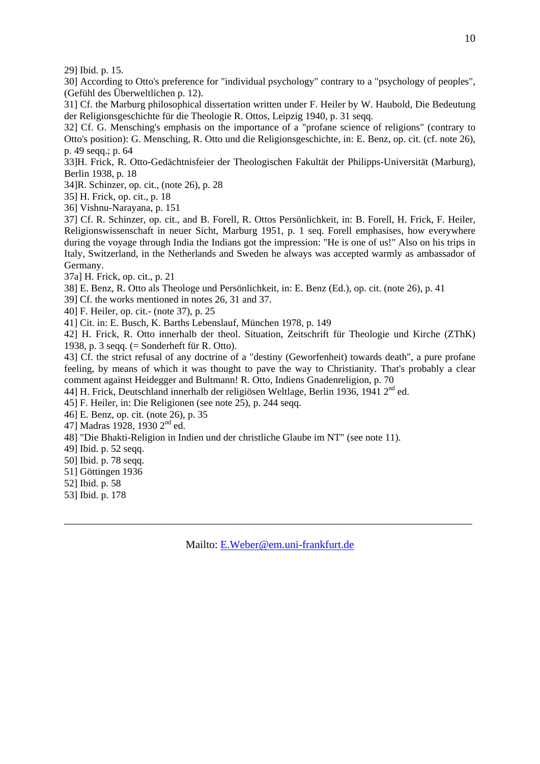29] Ibid. p. 15.

30] According to Otto's preference for "individual psychology" contrary to a "psychology of peoples", (Gefühl des Überweltlichen p. 12).

31] Cf. the Marburg philosophical dissertation written under F. Heiler by W. Haubold, Die Bedeutung der Religionsgeschichte für die Theologie R. Ottos, Leipzig 1940, p. 31 seqq.

32] Cf. G. Mensching's emphasis on the importance of a "profane science of religions" (contrary to Otto's position): G. Mensching, R. Otto und die Religionsgeschichte, in: E. Benz, op. cit. (cf. note 26), p. 49 seqq.; p. 64

33]H. Frick, R. Otto-Gedächtnisfeier der Theologischen Fakultät der Philipps-Universität (Marburg), Berlin 1938, p. 18

34]R. Schinzer, op. cit., (note 26), p. 28

35] H. Frick, op. cit., p. 18

36] Vishnu-Narayana, p. 151

37] Cf. R. Schinzer, op. cit., and B. Forell, R. Ottos Persönlichkeit, in: B. Forell, H. Frick, F. Heiler, Religionswissenschaft in neuer Sicht, Marburg 1951, p. 1 seq. Forell emphasises, how everywhere during the voyage through India the Indians got the impression: "He is one of us!" Also on his trips in Italy, Switzerland, in the Netherlands and Sweden he always was accepted warmly as ambassador of Germany.

37a] H. Frick, op. cit., p. 21

38] E. Benz, R. Otto als Theologe und Persönlichkeit, in: E. Benz (Ed.), op. cit. (note 26), p. 41

39] Cf. the works mentioned in notes 26, 31 and 37.

40] F. Heiler, op. cit.- (note 37), p. 25

41] Cit. in: E. Busch, K. Barths Lebenslauf, München 1978, p. 149

42] H. Frick, R. Otto innerhalb der theol. Situation, Zeitschrift für Theologie und Kirche (ZThK) 1938, p. 3 seqq. (= Sonderheft für R. Otto).

43] Cf. the strict refusal of any doctrine of a "destiny (Geworfenheit) towards death", a pure profane feeling, by means of which it was thought to pave the way to Christianity. That's probably a clear comment against Heidegger and Bultmann! R. Otto, Indiens Gnadenreligion, p. 70

44] H. Frick, Deutschland innerhalb der religiösen Weltlage, Berlin 1936, 1941 2nd ed.

45] F. Heiler, in: Die Religionen (see note 25), p. 244 seqq.

46] E. Benz, op. cit. (note 26), p. 35

47] Madras 1928, 1930 2nd ed.

48] "Die Bhakti-Religion in Indien und der christliche Glaube im NT" (see note 11).

49] Ibid. p. 52 seqq.

50] Ibid. p. 78 seqq.

51] Göttingen 1936

52] Ibid. p. 58

53] Ibid. p. 178

---

Mailto: E.Weber@em.uni-frankfurt.de